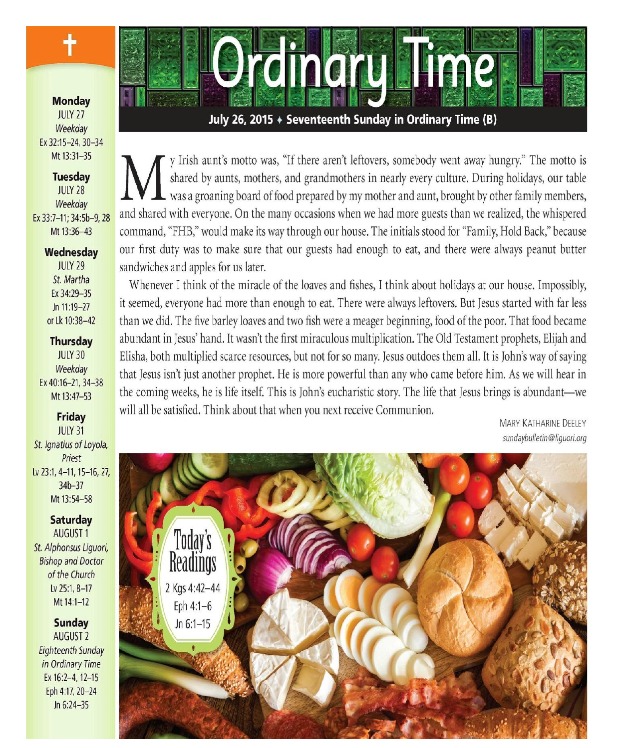# Ordinary Time

**July 26, 2015 ✦ Seventeenth Sunday in Ordinary Time (B)**

My Irish aunt's motto was, "If there aren't leftovers, somebody went away hungry." The motto is shared by aunts, mothers, and grandmothers in nearly every culture. During holidays, our table was a groaning board of food prepared by my mother and aunt, brought by other family members, and shared with everyone. On the many occasions when we had more guests than we realized, the whispered command, "FHB," would make its way through our house. The initials stood for "Family, Hold Back," because our first duty was to make sure that our guests had enough to eat, and there were always peanut butter sandwiches and apples for us later.

Whenever I think of the miracle of the loaves and fishes, I think about holidays at our house. Impossibly, it seemed, everyone had more than enough to eat. There were always leftovers. But Jesus started with far less than we did. The five barley loaves and two fish were a meager beginning, food of the poor. That food became abundant in Jesus' hand. It wasn't the first miraculous multiplication. The Old Testament prophets, Elijah and Elisha, both multiplied scarce resources, but not for so many. Jesus outdoes them all. It is John's way of saying that Jesus isn't just another prophet. He is more powerful than any who came before him. As we will hear in the coming weeks, he is life itself. This is John's eucharistic story. The life that Jesus brings is abundant—we will all be satisfied. Think about that when you next receive Communion.

MARY KATHARINE DEELEY
*sundaybulletin@liguori.org*

## Today's Readings

2 Kgs 4:42–44
Eph 4:1–6
Jn 6:1–15

---

**Monday**
JULY 27
*Weekday*
Ex 32:15–24, 30–34
Mt 13:31–35

**Tuesday**
JULY 28
*Weekday*
Ex 33:7–11; 34:5b–9, 28
Mt 13:36–43

**Wednesday**
JULY 29
*St. Martha*
Ex 34:29–35
Jn 11:19–27
or Lk 10:38–42

**Thursday**
JULY 30
*Weekday*
Ex 40:16–21, 34–38
Mt 13:47–53

**Friday**
JULY 31
*St. Ignatius of Loyola, Priest*
Lv 23:1, 4–11, 15–16, 27, 34b–37
Mt 13:54–58

**Saturday**
AUGUST 1
*St. Alphonsus Liguori, Bishop and Doctor of the Church*
Lv 25:1, 8–17
Mt 14:1–12

**Sunday**
AUGUST 2
*Eighteenth Sunday in Ordinary Time*
Ex 16:2–4, 12–15
Eph 4:17, 20–24
Jn 6:24–35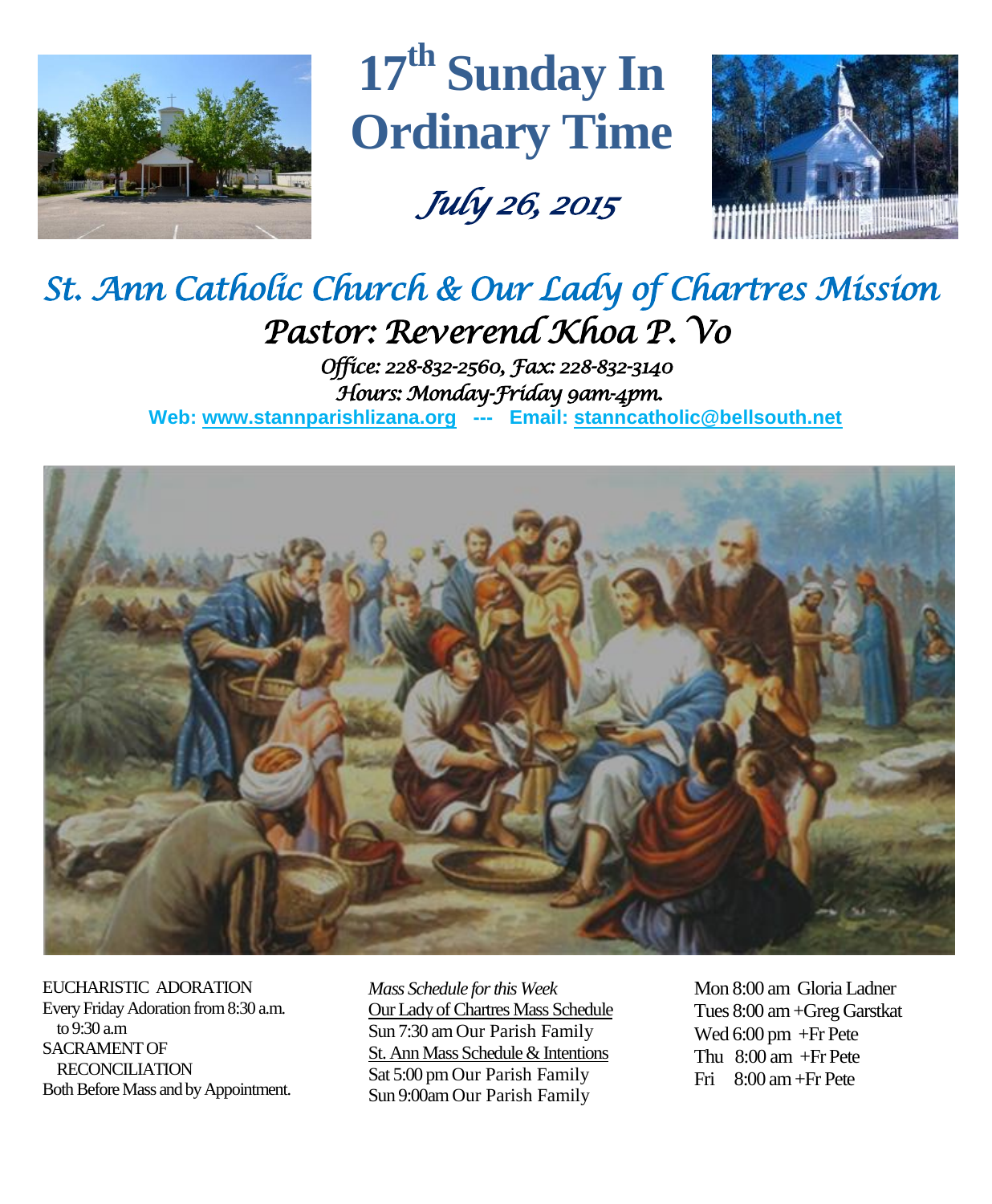# 17th Sunday In Ordinary Time

*July 26, 2015*

## *St. Ann Catholic Church & Our Lady of Chartres Mission*

### *Pastor: Reverend Khoa P. Vo*

*Office: 228-832-2560, Fax: 228-832-3140*

*Hours: Monday-Friday 9am-4pm.*

**Web: www.stannparishlizana.org --- Email: stanncatholic@bellsouth.net**

EUCHARISTIC ADORATION
Every Friday Adoration from 8:30 a.m. to 9:30 a.m

SACRAMENT OF RECONCILIATION
Both Before Mass and by Appointment.

*Mass Schedule for this Week*

Our Lady of Chartres Mass Schedule
Sun 7:30 am Our Parish Family

St. Ann Mass Schedule & Intentions
Sat 5:00 pm Our Parish Family
Sun 9:00am Our Parish Family

Mon 8:00 am Gloria Ladner
Tues 8:00 am +Greg Garstkat
Wed 6:00 pm +Fr Pete
Thu 8:00 am +Fr Pete
Fri 8:00 am +Fr Pete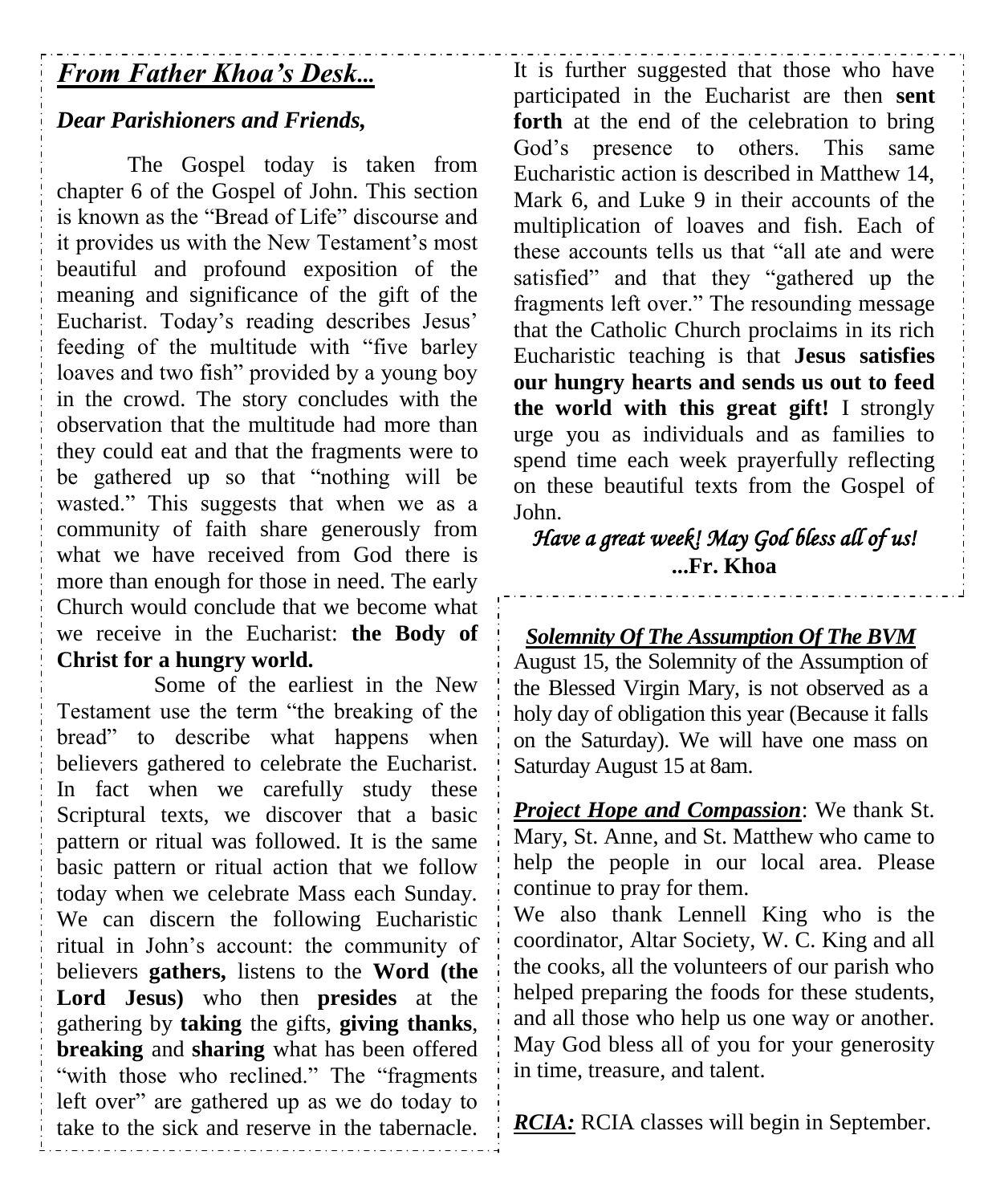## *From Father Khoa's Desk...*

***Dear Parishioners and Friends,***

The Gospel today is taken from chapter 6 of the Gospel of John. This section is known as the "Bread of Life" discourse and it provides us with the New Testament's most beautiful and profound exposition of the meaning and significance of the gift of the Eucharist. Today's reading describes Jesus' feeding of the multitude with "five barley loaves and two fish" provided by a young boy in the crowd. The story concludes with the observation that the multitude had more than they could eat and that the fragments were to be gathered up so that "nothing will be wasted." This suggests that when we as a community of faith share generously from what we have received from God there is more than enough for those in need. The early Church would conclude that we become what we receive in the Eucharist: **the Body of Christ for a hungry world.**

Some of the earliest in the New Testament use the term "the breaking of the bread" to describe what happens when believers gathered to celebrate the Eucharist. In fact when we carefully study these Scriptural texts, we discover that a basic pattern or ritual was followed. It is the same basic pattern or ritual action that we follow today when we celebrate Mass each Sunday. We can discern the following Eucharistic ritual in John's account: the community of believers **gathers,** listens to the **Word (the Lord Jesus)** who then **presides** at the gathering by **taking** the gifts, **giving thanks**, **breaking** and **sharing** what has been offered "with those who reclined." The "fragments left over" are gathered up as we do today to take to the sick and reserve in the tabernacle. It is further suggested that those who have participated in the Eucharist are then **sent forth** at the end of the celebration to bring God's presence to others. This same Eucharistic action is described in Matthew 14, Mark 6, and Luke 9 in their accounts of the multiplication of loaves and fish. Each of these accounts tells us that "all ate and were satisfied" and that they "gathered up the fragments left over." The resounding message that the Catholic Church proclaims in its rich Eucharistic teaching is that **Jesus satisfies our hungry hearts and sends us out to feed the world with this great gift!** I strongly urge you as individuals and as families to spend time each week prayerfully reflecting on these beautiful texts from the Gospel of John.

*Have a great week! May God bless all of us!*

**...Fr. Khoa**

### ***Solemnity Of The Assumption Of The BVM***

August 15, the Solemnity of the Assumption of the Blessed Virgin Mary, is not observed as a holy day of obligation this year (Because it falls on the Saturday). We will have one mass on Saturday August 15 at 8am.

***Project Hope and Compassion***: We thank St. Mary, St. Anne, and St. Matthew who came to help the people in our local area. Please continue to pray for them.

We also thank Lennell King who is the coordinator, Altar Society, W. C. King and all the cooks, all the volunteers of our parish who helped preparing the foods for these students, and all those who help us one way or another. May God bless all of you for your generosity in time, treasure, and talent.

***RCIA:*** RCIA classes will begin in September.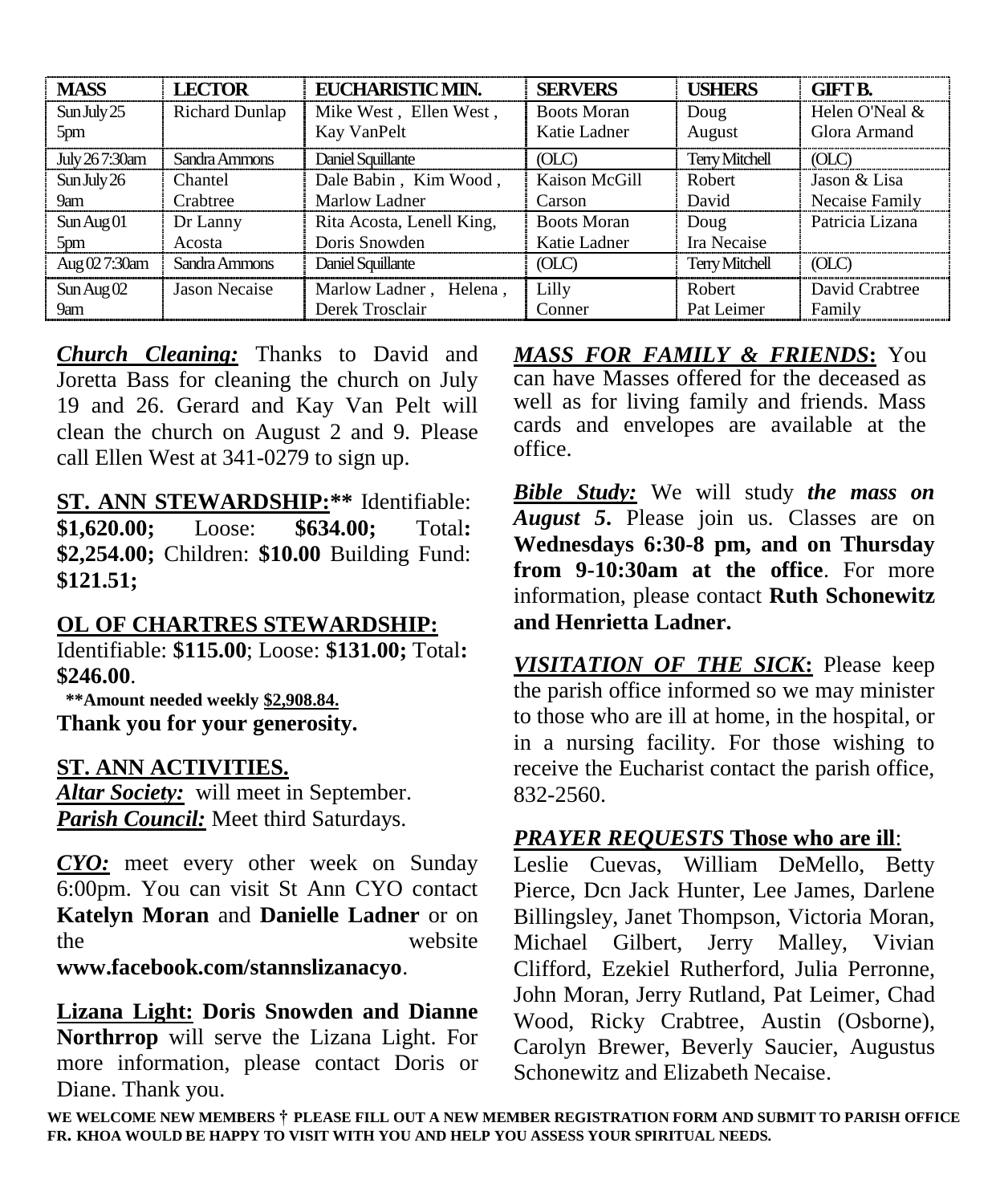| MASS | LECTOR | EUCHARISTIC MIN. | SERVERS | USHERS | GIFT B. |
|---|---|---|---|---|---|
| Sun July 25 5pm | Richard Dunlap | Mike West , Ellen West , Kay VanPelt | Boots Moran Katie Ladner | Doug August | Helen O'Neal & Glora Armand |
| July 26 7:30am | Sandra Ammons | Daniel Squillante | (OLC) | Terry Mitchell | (OLC) |
| Sun July 26 9am | Chantel Crabtree | Dale Babin , Kim Wood , Marlow Ladner | Kaison McGill Carson | Robert David | Jason & Lisa Necaise Family |
| Sun Aug 01 5pm | Dr Lanny Acosta | Rita Acosta, Lenell King, Doris Snowden | Boots Moran Katie Ladner | Doug Ira Necaise | Patricia Lizana |
| Aug 02 7:30am | Sandra Ammons | Daniel Squillante | (OLC) | Terry Mitchell | (OLC) |
| Sun Aug 02 9am | Jason Necaise | Marlow Ladner , Helena , Derek Trosclair | Lilly Conner | Robert Pat Leimer | David Crabtree Family |

***Church Cleaning:*** Thanks to David and Joretta Bass for cleaning the church on July 19 and 26. Gerard and Kay Van Pelt will clean the church on August 2 and 9. Please call Ellen West at 341-0279 to sign up.

**ST. ANN STEWARDSHIP:**** Identifiable: **$1,620.00;** Loose: **$634.00;** Total**:** **$2,254.00;** Children: **$10.00** Building Fund: **$121.51;**

**OL OF CHARTRES STEWARDSHIP:**
Identifiable: **$115.00**; Loose: **$131.00;** Total**:** **$246.00**.

**\*\*Amount needed weekly $2,908.84.**
**Thank you for your generosity.**

**ST. ANN ACTIVITIES.**
***Altar Society:*** will meet in September.
***Parish Council:*** Meet third Saturdays.

***CYO:*** meet every other week on Sunday 6:00pm. You can visit St Ann CYO contact **Katelyn Moran** and **Danielle Ladner** or on the website **www.facebook.com/stannslizanacyo**.

**Lizana Light: Doris Snowden and Dianne Northrrop** will serve the Lizana Light. For more information, please contact Doris or Diane. Thank you.

***MASS FOR FAMILY & FRIENDS*:** You can have Masses offered for the deceased as well as for living family and friends. Mass cards and envelopes are available at the office.

***Bible Study:*** We will study ***the mass on August 5*.** Please join us. Classes are on **Wednesdays 6:30-8 pm, and on Thursday from 9-10:30am at the office**. For more information, please contact **Ruth Schonewitz and Henrietta Ladner.**

***VISITATION OF THE SICK*:** Please keep the parish office informed so we may minister to those who are ill at home, in the hospital, or in a nursing facility. For those wishing to receive the Eucharist contact the parish office, 832-2560.

***PRAYER REQUESTS* Those who are ill**:
Leslie Cuevas, William DeMello, Betty Pierce, Dcn Jack Hunter, Lee James, Darlene Billingsley, Janet Thompson, Victoria Moran, Michael Gilbert, Jerry Malley, Vivian Clifford, Ezekiel Rutherford, Julia Perronne, John Moran, Jerry Rutland, Pat Leimer, Chad Wood, Ricky Crabtree, Austin (Osborne), Carolyn Brewer, Beverly Saucier, Augustus Schonewitz and Elizabeth Necaise.

**WE WELCOME NEW MEMBERS † PLEASE FILL OUT A NEW MEMBER REGISTRATION FORM AND SUBMIT TO PARISH OFFICE**
**FR. KHOA WOULD BE HAPPY TO VISIT WITH YOU AND HELP YOU ASSESS YOUR SPIRITUAL NEEDS.**